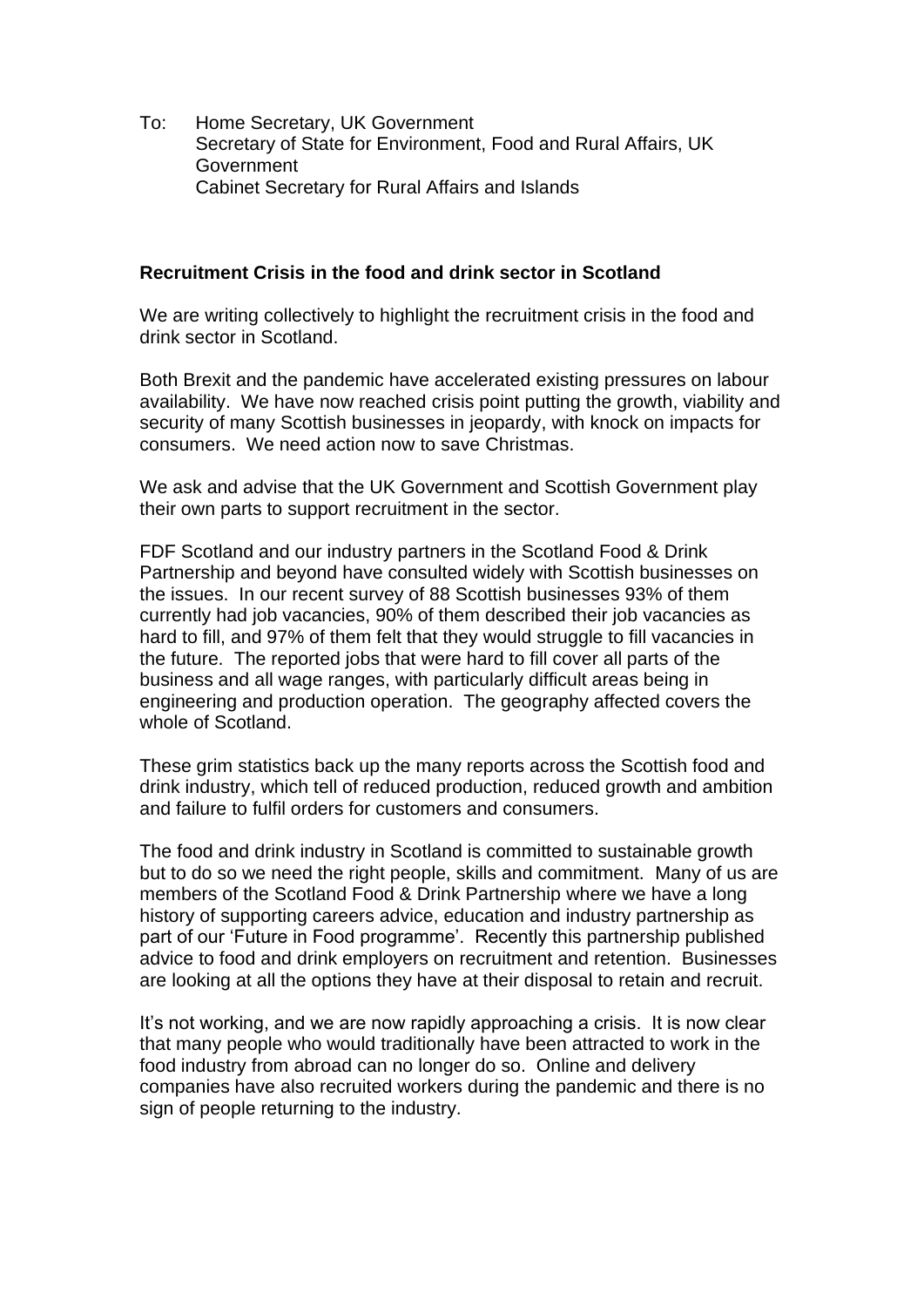To: Home Secretary, UK Government
Secretary of State for Environment, Food and Rural Affairs, UK Government
Cabinet Secretary for Rural Affairs and Islands

**Recruitment Crisis in the food and drink sector in Scotland**

We are writing collectively to highlight the recruitment crisis in the food and drink sector in Scotland.

Both Brexit and the pandemic have accelerated existing pressures on labour availability. We have now reached crisis point putting the growth, viability and security of many Scottish businesses in jeopardy, with knock on impacts for consumers. We need action now to save Christmas.

We ask and advise that the UK Government and Scottish Government play their own parts to support recruitment in the sector.

FDF Scotland and our industry partners in the Scotland Food & Drink Partnership and beyond have consulted widely with Scottish businesses on the issues. In our recent survey of 88 Scottish businesses 93% of them currently had job vacancies, 90% of them described their job vacancies as hard to fill, and 97% of them felt that they would struggle to fill vacancies in the future. The reported jobs that were hard to fill cover all parts of the business and all wage ranges, with particularly difficult areas being in engineering and production operation. The geography affected covers the whole of Scotland.

These grim statistics back up the many reports across the Scottish food and drink industry, which tell of reduced production, reduced growth and ambition and failure to fulfil orders for customers and consumers.

The food and drink industry in Scotland is committed to sustainable growth but to do so we need the right people, skills and commitment. Many of us are members of the Scotland Food & Drink Partnership where we have a long history of supporting careers advice, education and industry partnership as part of our 'Future in Food programme'. Recently this partnership published advice to food and drink employers on recruitment and retention. Businesses are looking at all the options they have at their disposal to retain and recruit.

It's not working, and we are now rapidly approaching a crisis. It is now clear that many people who would traditionally have been attracted to work in the food industry from abroad can no longer do so. Online and delivery companies have also recruited workers during the pandemic and there is no sign of people returning to the industry.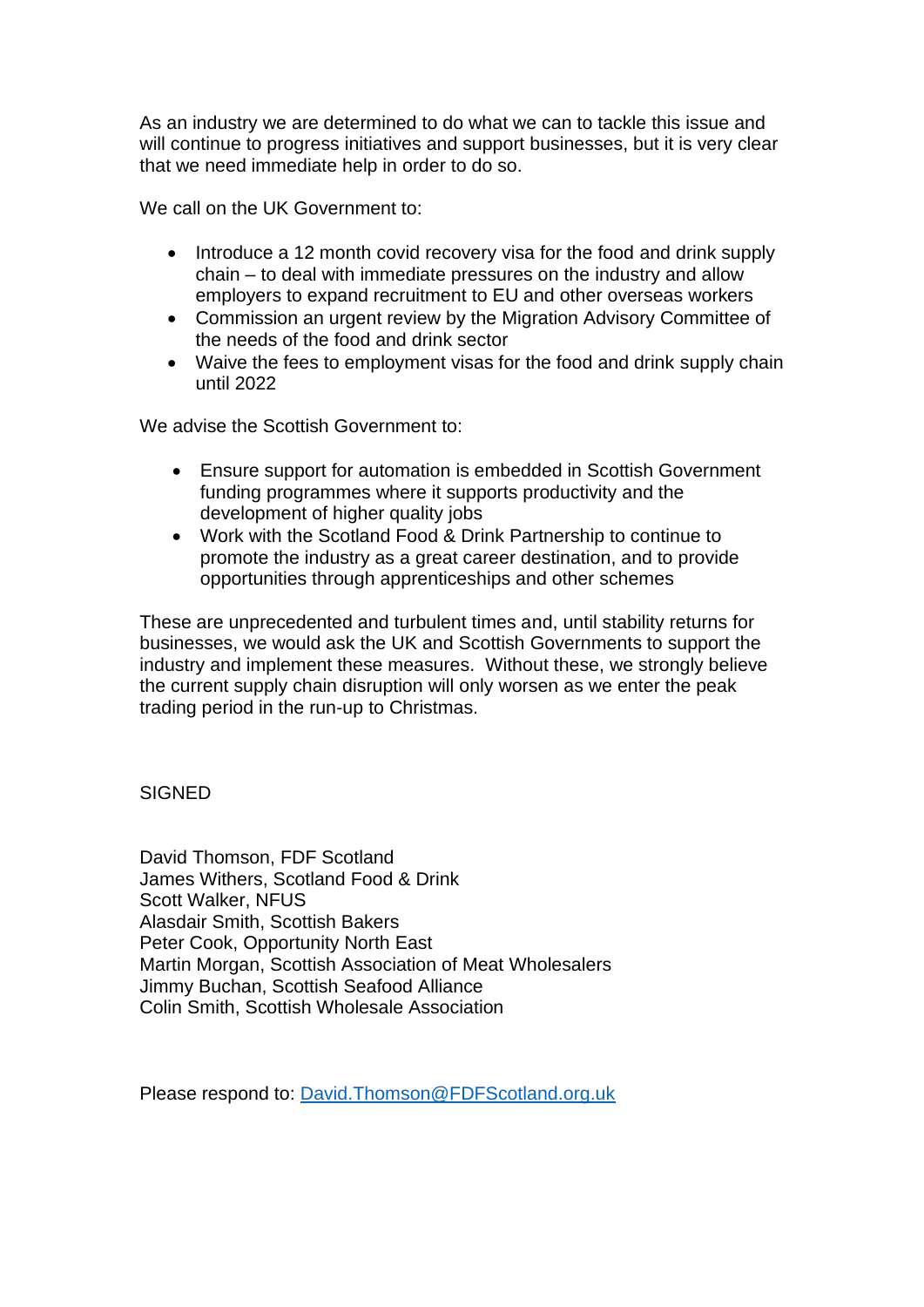As an industry we are determined to do what we can to tackle this issue and will continue to progress initiatives and support businesses, but it is very clear that we need immediate help in order to do so.

We call on the UK Government to:

- Introduce a 12 month covid recovery visa for the food and drink supply chain – to deal with immediate pressures on the industry and allow employers to expand recruitment to EU and other overseas workers
- Commission an urgent review by the Migration Advisory Committee of the needs of the food and drink sector
- Waive the fees to employment visas for the food and drink supply chain until 2022

We advise the Scottish Government to:

- Ensure support for automation is embedded in Scottish Government funding programmes where it supports productivity and the development of higher quality jobs
- Work with the Scotland Food & Drink Partnership to continue to promote the industry as a great career destination, and to provide opportunities through apprenticeships and other schemes

These are unprecedented and turbulent times and, until stability returns for businesses, we would ask the UK and Scottish Governments to support the industry and implement these measures. Without these, we strongly believe the current supply chain disruption will only worsen as we enter the peak trading period in the run-up to Christmas.

SIGNED

David Thomson, FDF Scotland
James Withers, Scotland Food & Drink
Scott Walker, NFUS
Alasdair Smith, Scottish Bakers
Peter Cook, Opportunity North East
Martin Morgan, Scottish Association of Meat Wholesalers
Jimmy Buchan, Scottish Seafood Alliance
Colin Smith, Scottish Wholesale Association

Please respond to: David.Thomson@FDFScotland.org.uk